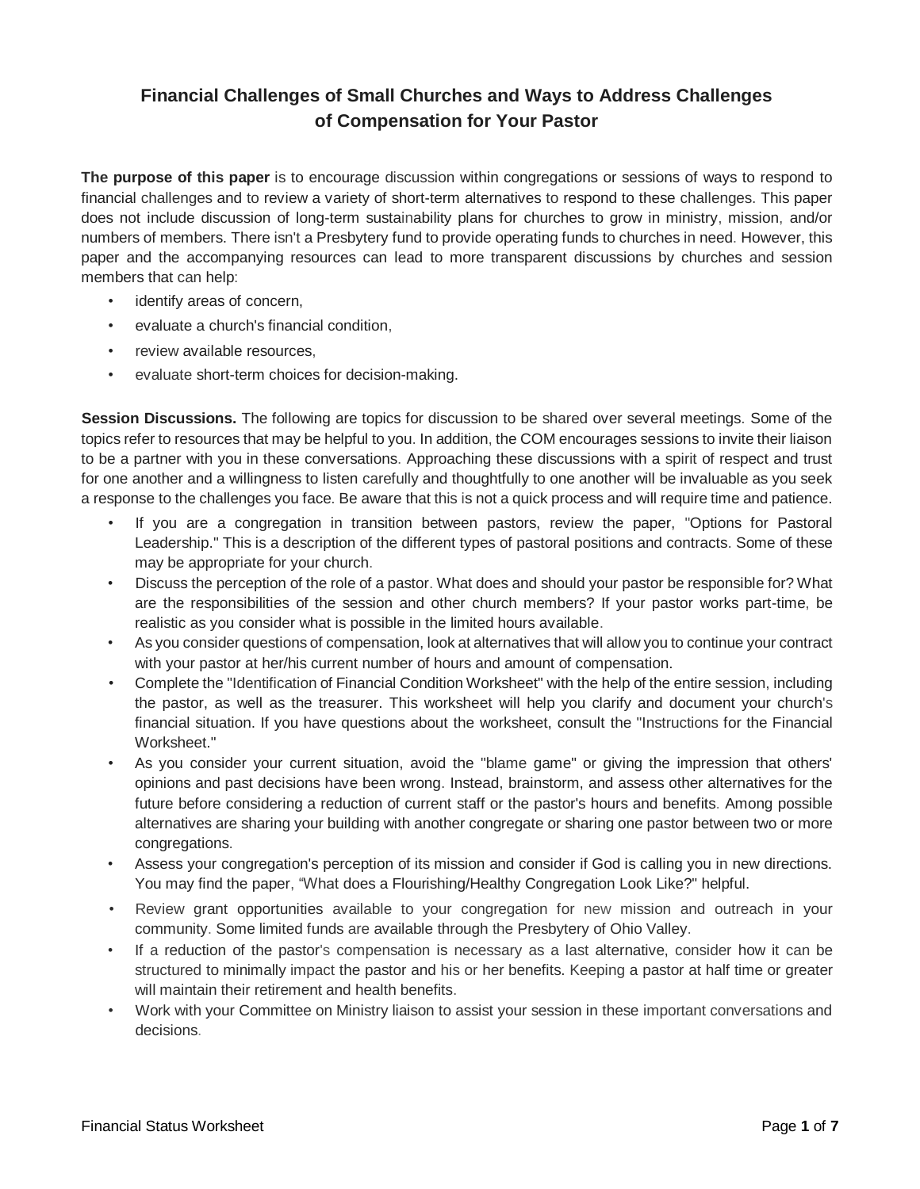# Financial Challenges of Small Churches and Ways to Address Challenges of Compensation for Your Pastor

**The purpose of this paper** is to encourage discussion within congregations or sessions of ways to respond to financial challenges and to review a variety of short-term alternatives to respond to these challenges. This paper does not include discussion of long-term sustainability plans for churches to grow in ministry, mission, and/or numbers of members. There isn't a Presbytery fund to provide operating funds to churches in need. However, this paper and the accompanying resources can lead to more transparent discussions by churches and session members that can help:

- identify areas of concern,
- evaluate a church's financial condition,
- review available resources,
- evaluate short-term choices for decision-making.

**Session Discussions.** The following are topics for discussion to be shared over several meetings. Some of the topics refer to resources that may be helpful to you. In addition, the COM encourages sessions to invite their liaison to be a partner with you in these conversations. Approaching these discussions with a spirit of respect and trust for one another and a willingness to listen carefully and thoughtfully to one another will be invaluable as you seek a response to the challenges you face. Be aware that this is not a quick process and will require time and patience.

- If you are a congregation in transition between pastors, review the paper, "Options for Pastoral Leadership." This is a description of the different types of pastoral positions and contracts. Some of these may be appropriate for your church.
- Discuss the perception of the role of a pastor. What does and should your pastor be responsible for? What are the responsibilities of the session and other church members? If your pastor works part-time, be realistic as you consider what is possible in the limited hours available.
- As you consider questions of compensation, look at alternatives that will allow you to continue your contract with your pastor at her/his current number of hours and amount of compensation.
- Complete the "Identification of Financial Condition Worksheet" with the help of the entire session, including the pastor, as well as the treasurer. This worksheet will help you clarify and document your church's financial situation. If you have questions about the worksheet, consult the "Instructions for the Financial Worksheet."
- As you consider your current situation, avoid the "blame game" or giving the impression that others' opinions and past decisions have been wrong. Instead, brainstorm, and assess other alternatives for the future before considering a reduction of current staff or the pastor's hours and benefits. Among possible alternatives are sharing your building with another congregate or sharing one pastor between two or more congregations.
- Assess your congregation's perception of its mission and consider if God is calling you in new directions. You may find the paper, "What does a Flourishing/Healthy Congregation Look Like?" helpful.
- Review grant opportunities available to your congregation for new mission and outreach in your community. Some limited funds are available through the Presbytery of Ohio Valley.
- If a reduction of the pastor's compensation is necessary as a last alternative, consider how it can be structured to minimally impact the pastor and his or her benefits. Keeping a pastor at half time or greater will maintain their retirement and health benefits.
- Work with your Committee on Ministry liaison to assist your session in these important conversations and decisions.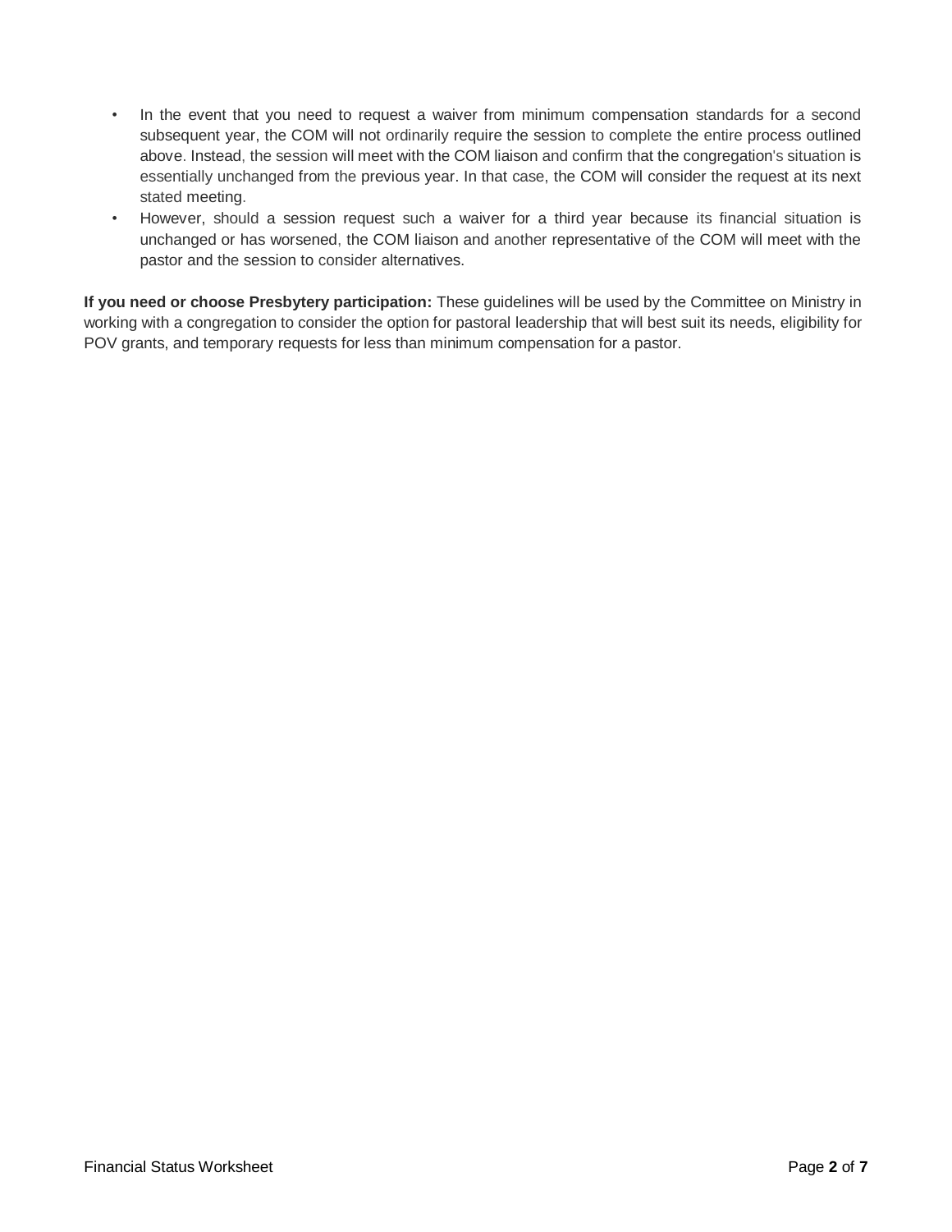- In the event that you need to request a waiver from minimum compensation standards for a second subsequent year, the COM will not ordinarily require the session to complete the entire process outlined above. Instead, the session will meet with the COM liaison and confirm that the congregation's situation is essentially unchanged from the previous year. In that case, the COM will consider the request at its next stated meeting.
- However, should a session request such a waiver for a third year because its financial situation is unchanged or has worsened, the COM liaison and another representative of the COM will meet with the pastor and the session to consider alternatives.

**If you need or choose Presbytery participation:** These guidelines will be used by the Committee on Ministry in working with a congregation to consider the option for pastoral leadership that will best suit its needs, eligibility for POV grants, and temporary requests for less than minimum compensation for a pastor.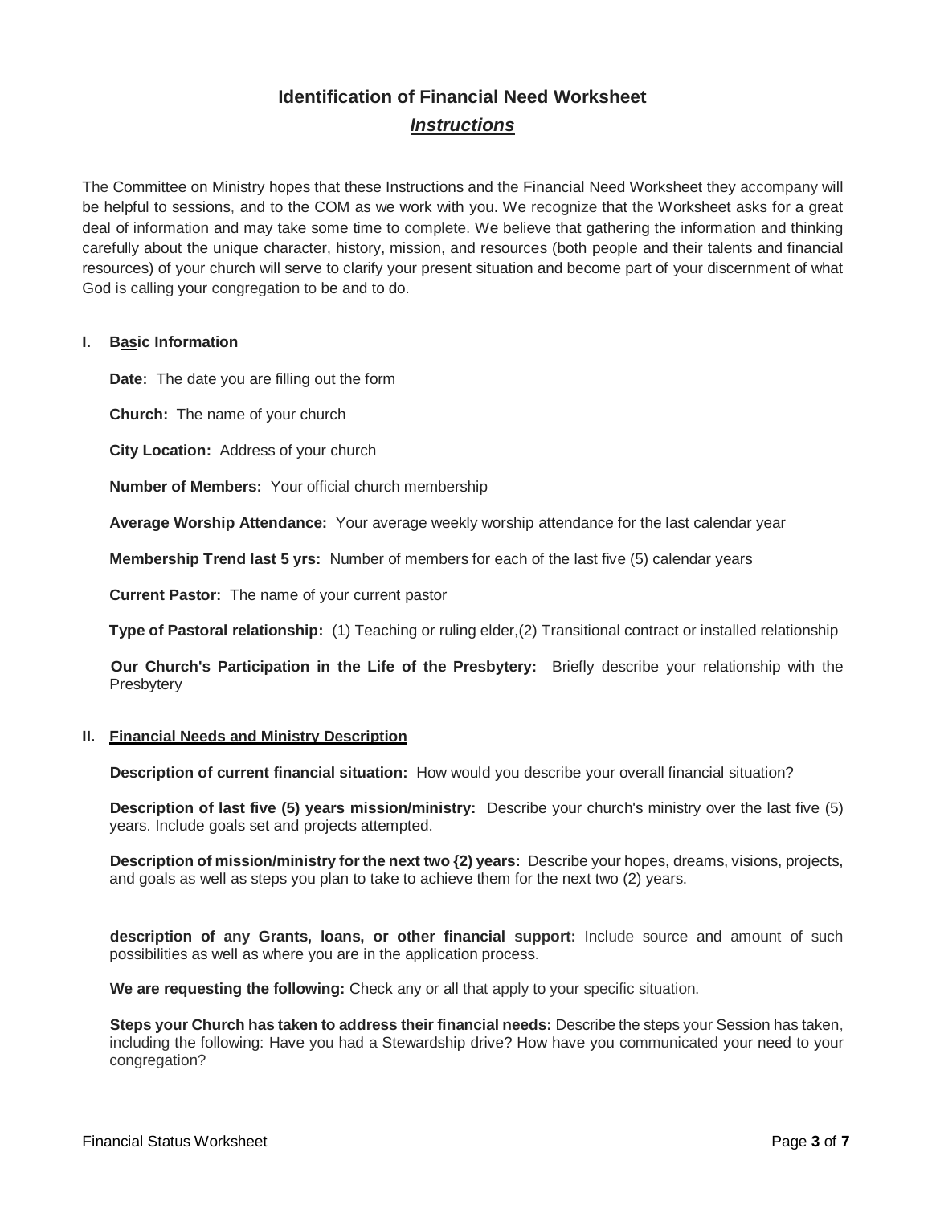# Identification of Financial Need Worksheet

## ***Instructions***

The Committee on Ministry hopes that these Instructions and the Financial Need Worksheet they accompany will be helpful to sessions, and to the COM as we work with you. We recognize that the Worksheet asks for a great deal of information and may take some time to complete. We believe that gathering the information and thinking carefully about the unique character, history, mission, and resources (both people and their talents and financial resources) of your church will serve to clarify your present situation and become part of your discernment of what God is calling your congregation to be and to do.

### I. Basic Information

**Date:** The date you are filling out the form

**Church:** The name of your church

**City Location:** Address of your church

**Number of Members:** Your official church membership

**Average Worship Attendance:** Your average weekly worship attendance for the last calendar year

**Membership Trend last 5 yrs:** Number of members for each of the last five (5) calendar years

**Current Pastor:** The name of your current pastor

**Type of Pastoral relationship:** (1) Teaching or ruling elder,(2) Transitional contract or installed relationship

**Our Church's Participation in the Life of the Presbytery:** Briefly describe your relationship with the Presbytery

### II. Financial Needs and Ministry Description

**Description of current financial situation:** How would you describe your overall financial situation?

**Description of last five (5) years mission/ministry:** Describe your church's ministry over the last five (5) years. Include goals set and projects attempted.

**Description of mission/ministry for the next two {2) years:** Describe your hopes, dreams, visions, projects, and goals as well as steps you plan to take to achieve them for the next two (2) years.

**description of any Grants, loans, or other financial support:** Include source and amount of such possibilities as well as where you are in the application process.

**We are requesting the following:** Check any or all that apply to your specific situation.

**Steps your Church has taken to address their financial needs:** Describe the steps your Session has taken, including the following: Have you had a Stewardship drive? How have you communicated your need to your congregation?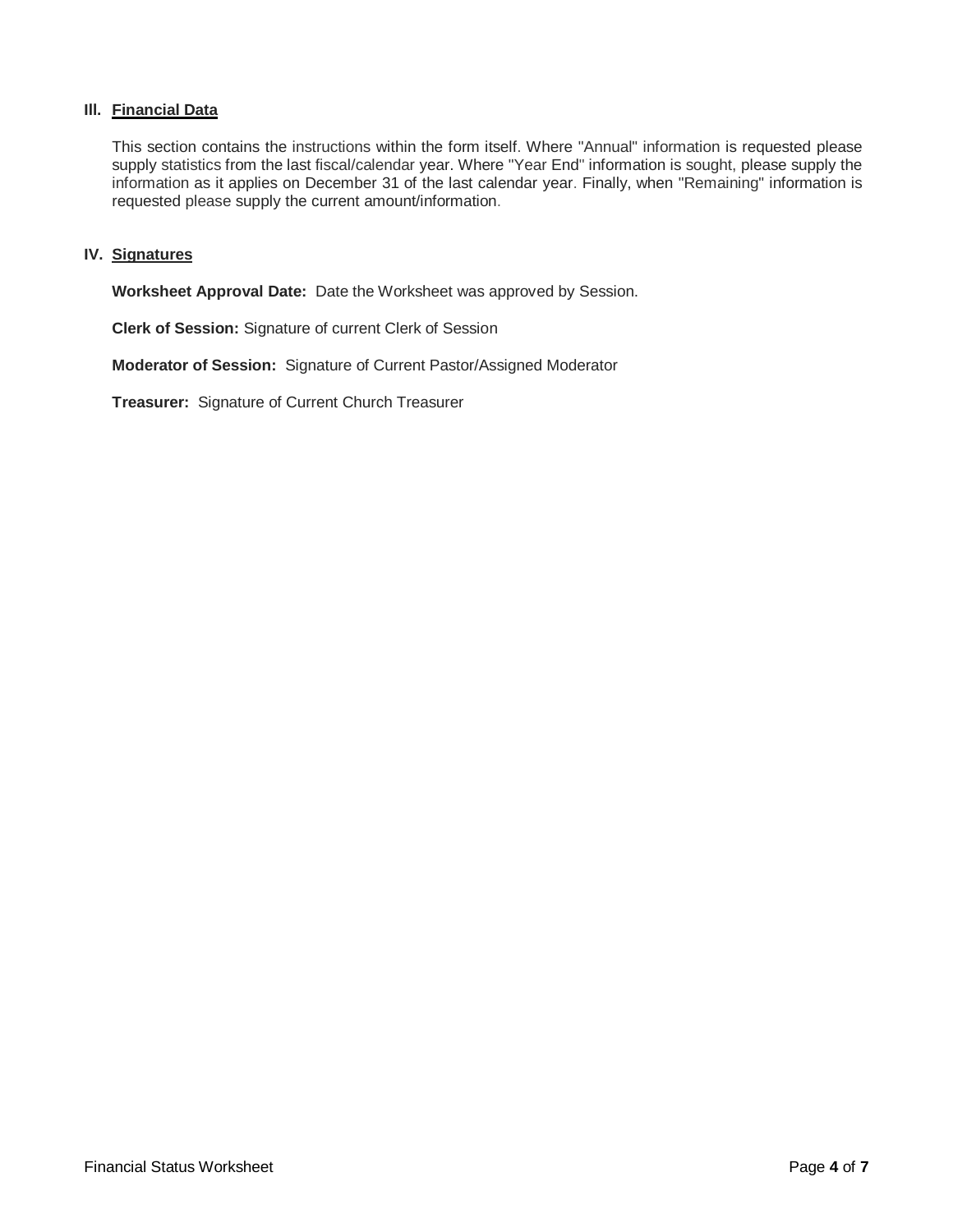### III. Financial Data

This section contains the instructions within the form itself. Where "Annual" information is requested please supply statistics from the last fiscal/calendar year. Where "Year End" information is sought, please supply the information as it applies on December 31 of the last calendar year. Finally, when "Remaining" information is requested please supply the current amount/information.

### IV. Signatures

**Worksheet Approval Date:** Date the Worksheet was approved by Session.

**Clerk of Session:** Signature of current Clerk of Session

**Moderator of Session:** Signature of Current Pastor/Assigned Moderator

**Treasurer:** Signature of Current Church Treasurer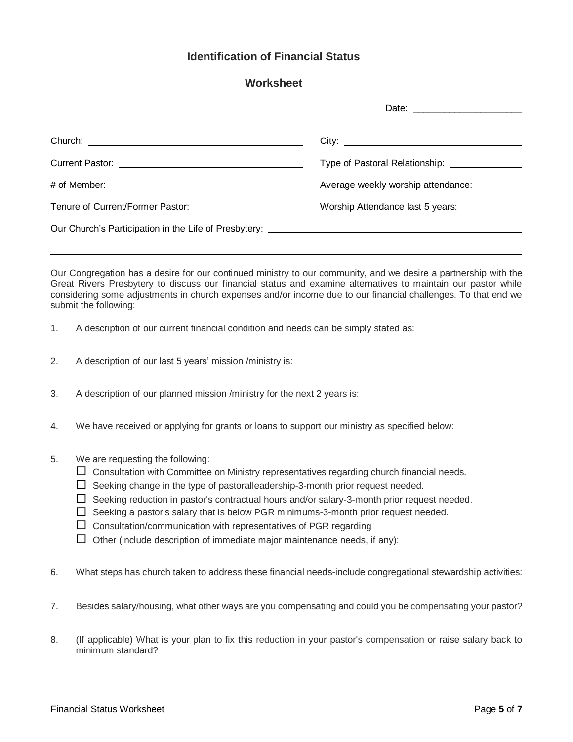# Identification of Financial Status

## Worksheet

Date: ____________________

Church: ______________________ City: ______________________

Current Pastor: ______________________ Type of Pastoral Relationship: ____________

# of Member: ______________________ Average weekly worship attendance: ________

Tenure of Current/Former Pastor: ____________ Worship Attendance last 5 years: __________

Our Church's Participation in the Life of Presbytery: ______________________

______________________________________________________________________

Our Congregation has a desire for our continued ministry to our community, and we desire a partnership with the Great Rivers Presbytery to discuss our financial status and examine alternatives to maintain our pastor while considering some adjustments in church expenses and/or income due to our financial challenges. To that end we submit the following:

1. A description of our current financial condition and needs can be simply stated as:

2. A description of our last 5 years' mission /ministry is:

3. A description of our planned mission /ministry for the next 2 years is:

4. We have received or applying for grants or loans to support our ministry as specified below:

5. We are requesting the following:
   - ☐ Consultation with Committee on Ministry representatives regarding church financial needs.
   - ☐ Seeking change in the type of pastoralleadership-3-month prior request needed.
   - ☐ Seeking reduction in pastor's contractual hours and/or salary-3-month prior request needed.
   - ☐ Seeking a pastor's salary that is below PGR minimums-3-month prior request needed.
   - ☐ Consultation/communication with representatives of PGR regarding ______________________
   - ☐ Other (include description of immediate major maintenance needs, if any):

6. What steps has church taken to address these financial needs-include congregational stewardship activities:

7. Besides salary/housing, what other ways are you compensating and could you be compensating your pastor?

8. (If applicable) What is your plan to fix this reduction in your pastor's compensation or raise salary back to minimum standard?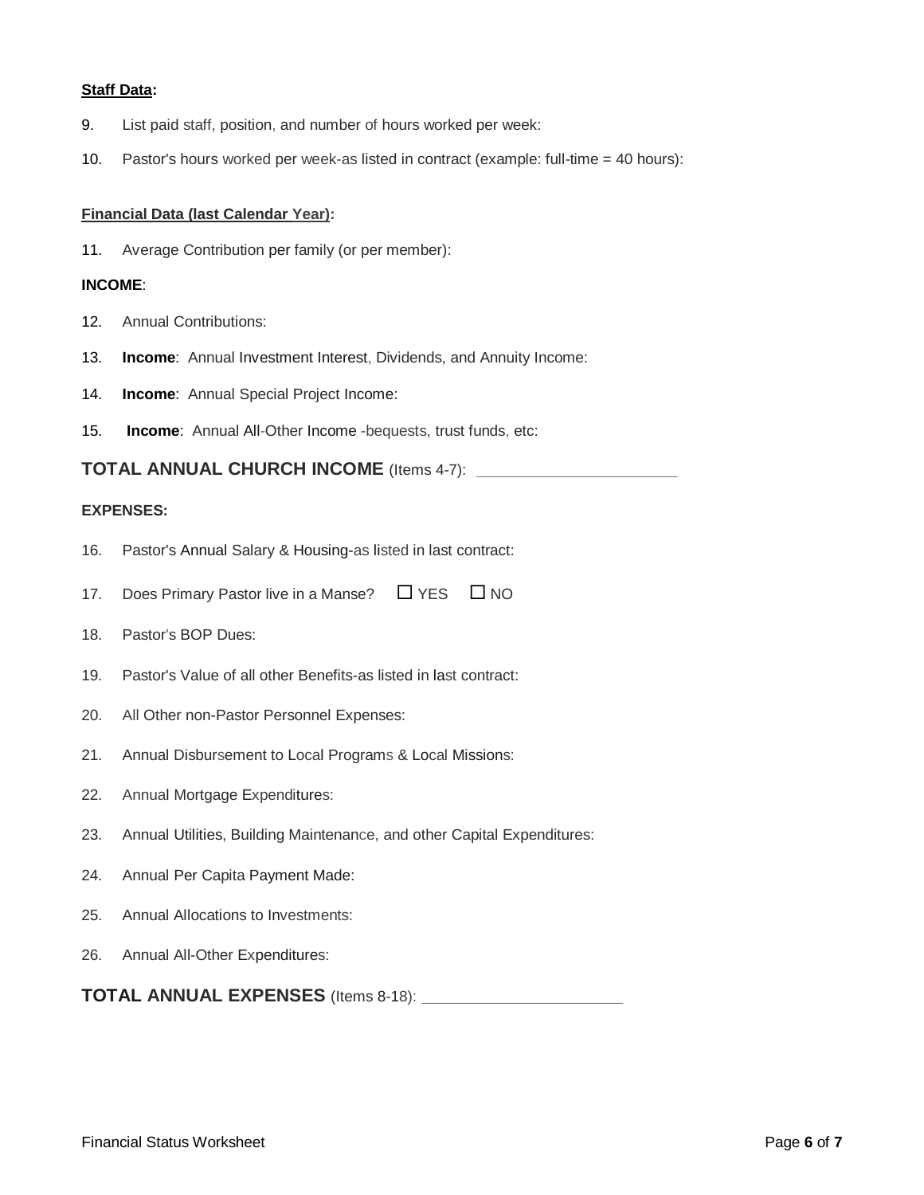**Staff Data:**

9. List paid staff, position, and number of hours worked per week:

10. Pastor's hours worked per week-as listed in contract (example: full-time = 40 hours):

**Financial Data (last Calendar Year):**

11. Average Contribution per family (or per member):

**INCOME**:

12. Annual Contributions:

13. **Income**: Annual Investment Interest, Dividends, and Annuity Income:

14. **Income**: Annual Special Project Income:

15. **Income**: Annual All-Other Income -bequests, trust funds, etc:

**TOTAL ANNUAL CHURCH INCOME** (Items 4-7): _______________________

**EXPENSES:**

16. Pastor's Annual Salary & Housing-as listed in last contract:

17. Does Primary Pastor live in a Manse? ☐ YES ☐ NO

18. Pastor's BOP Dues:

19. Pastor's Value of all other Benefits-as listed in last contract:

20. All Other non-Pastor Personnel Expenses:

21. Annual Disbursement to Local Programs & Local Missions:

22. Annual Mortgage Expenditures:

23. Annual Utilities, Building Maintenance, and other Capital Expenditures:

24. Annual Per Capita Payment Made:

25. Annual Allocations to Investments:

26. Annual All-Other Expenditures:

**TOTAL ANNUAL EXPENSES** (Items 8-18): _______________________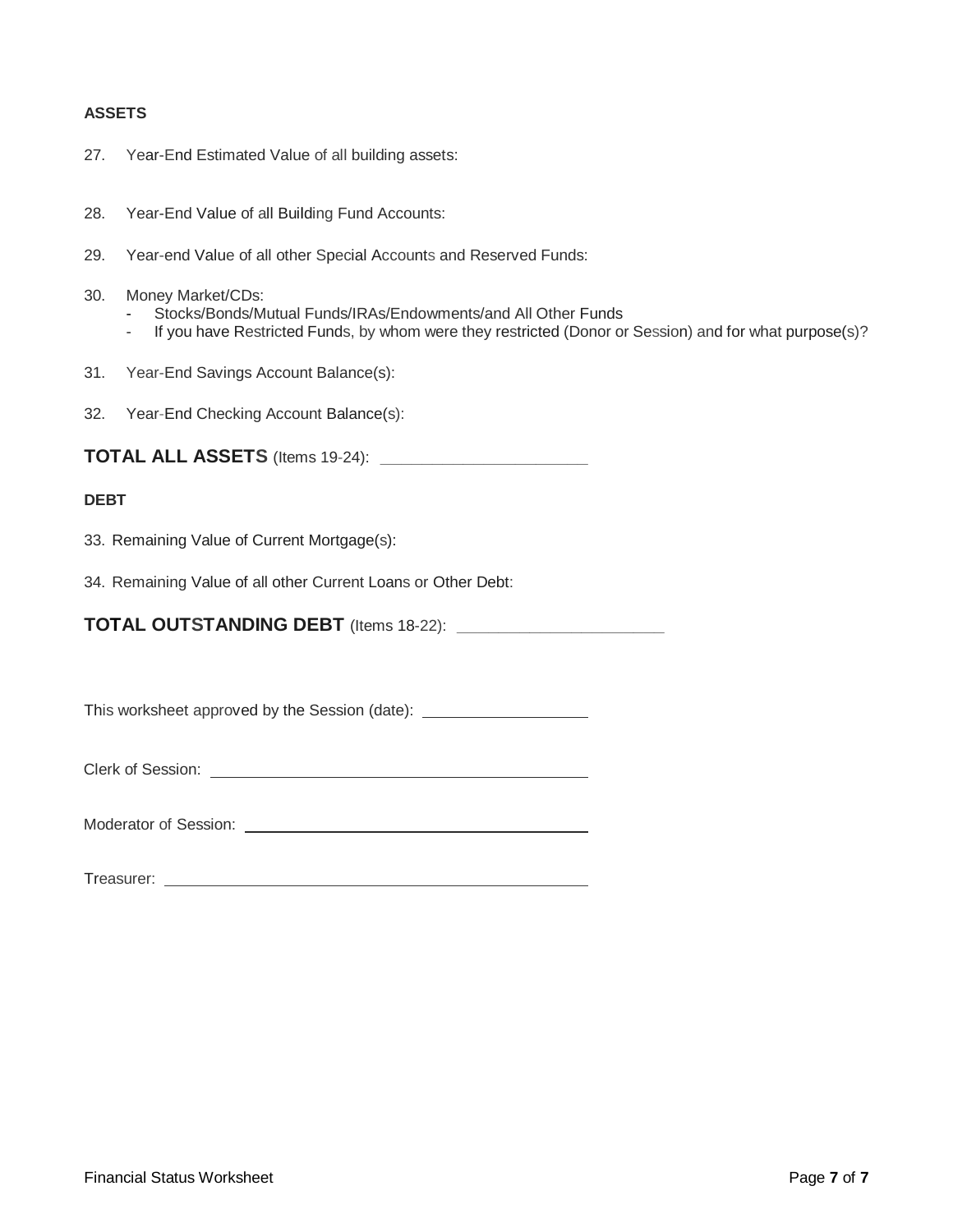**ASSETS**

27. Year-End Estimated Value of all building assets:

28. Year-End Value of all Building Fund Accounts:

29. Year-end Value of all other Special Accounts and Reserved Funds:

30. Money Market/CDs:
    - Stocks/Bonds/Mutual Funds/IRAs/Endowments/and All Other Funds
    - If you have Restricted Funds, by whom were they restricted (Donor or Session) and for what purpose(s)?

31. Year-End Savings Account Balance(s):

32. Year-End Checking Account Balance(s):

**TOTAL ALL ASSETS** (Items 19-24): ________________________

**DEBT**

33. Remaining Value of Current Mortgage(s):

34. Remaining Value of all other Current Loans or Other Debt:

**TOTAL OUTSTANDING DEBT** (Items 18-22): ________________________

This worksheet approved by the Session (date): ____________________

Clerk of Session: ______________________________________________

Moderator of Session: __________________________________________

Treasurer: ____________________________________________________